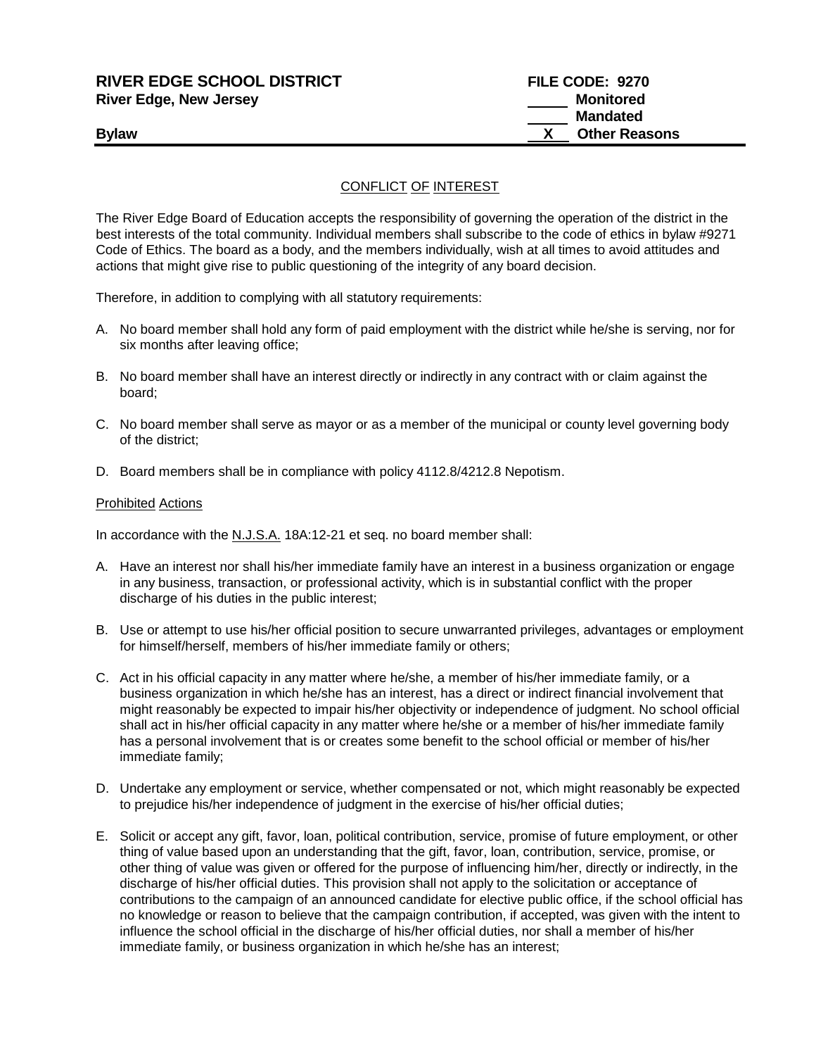**RIVER EDGE SCHOOL DISTRICT**
**River Edge, New Jersey**

**FILE CODE: 9270**
\_\_\_\_\_ **Monitored**
\_\_\_\_\_ **Mandated**
**\_\_X\_\_ Other Reasons**

**Bylaw**

## CONFLICT OF INTEREST

The River Edge Board of Education accepts the responsibility of governing the operation of the district in the best interests of the total community. Individual members shall subscribe to the code of ethics in bylaw #9271 Code of Ethics. The board as a body, and the members individually, wish at all times to avoid attitudes and actions that might give rise to public questioning of the integrity of any board decision.

Therefore, in addition to complying with all statutory requirements:

A. No board member shall hold any form of paid employment with the district while he/she is serving, nor for six months after leaving office;

B. No board member shall have an interest directly or indirectly in any contract with or claim against the board;

C. No board member shall serve as mayor or as a member of the municipal or county level governing body of the district;

D. Board members shall be in compliance with policy 4112.8/4212.8 Nepotism.

### Prohibited Actions

In accordance with the N.J.S.A. 18A:12-21 et seq. no board member shall:

A. Have an interest nor shall his/her immediate family have an interest in a business organization or engage in any business, transaction, or professional activity, which is in substantial conflict with the proper discharge of his duties in the public interest;

B. Use or attempt to use his/her official position to secure unwarranted privileges, advantages or employment for himself/herself, members of his/her immediate family or others;

C. Act in his official capacity in any matter where he/she, a member of his/her immediate family, or a business organization in which he/she has an interest, has a direct or indirect financial involvement that might reasonably be expected to impair his/her objectivity or independence of judgment. No school official shall act in his/her official capacity in any matter where he/she or a member of his/her immediate family has a personal involvement that is or creates some benefit to the school official or member of his/her immediate family;

D. Undertake any employment or service, whether compensated or not, which might reasonably be expected to prejudice his/her independence of judgment in the exercise of his/her official duties;

E. Solicit or accept any gift, favor, loan, political contribution, service, promise of future employment, or other thing of value based upon an understanding that the gift, favor, loan, contribution, service, promise, or other thing of value was given or offered for the purpose of influencing him/her, directly or indirectly, in the discharge of his/her official duties. This provision shall not apply to the solicitation or acceptance of contributions to the campaign of an announced candidate for elective public office, if the school official has no knowledge or reason to believe that the campaign contribution, if accepted, was given with the intent to influence the school official in the discharge of his/her official duties, nor shall a member of his/her immediate family, or business organization in which he/she has an interest;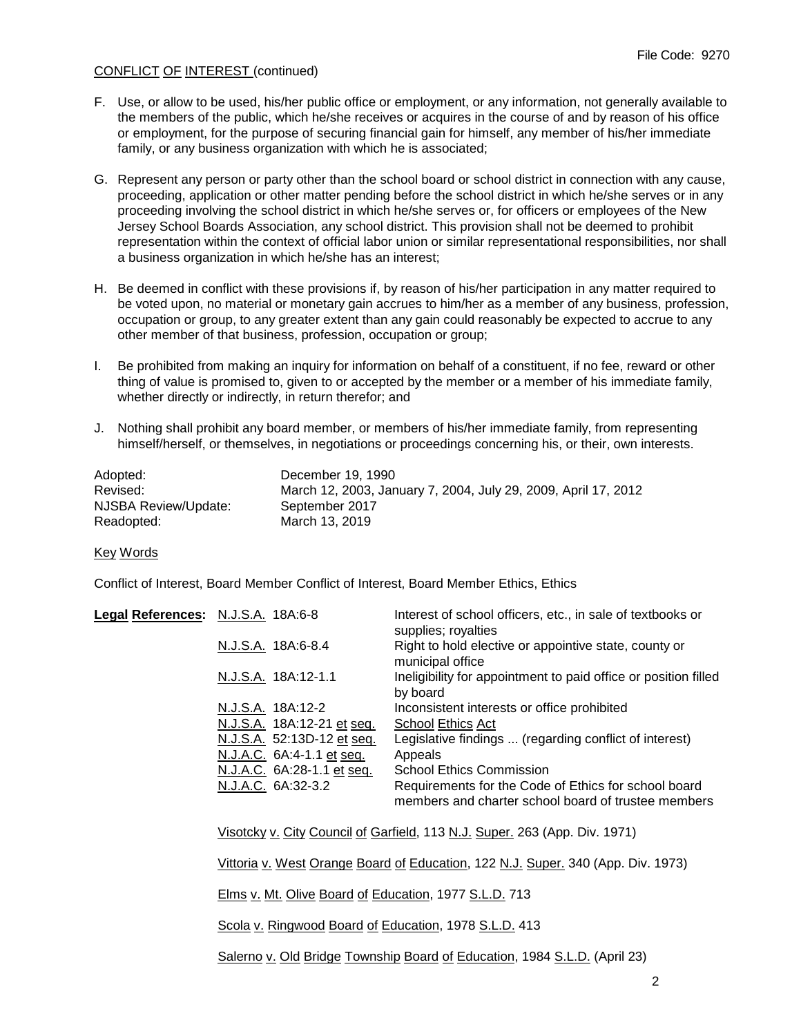CONFLICT OF INTEREST (continued)

F. Use, or allow to be used, his/her public office or employment, or any information, not generally available to the members of the public, which he/she receives or acquires in the course of and by reason of his office or employment, for the purpose of securing financial gain for himself, any member of his/her immediate family, or any business organization with which he is associated;

G. Represent any person or party other than the school board or school district in connection with any cause, proceeding, application or other matter pending before the school district in which he/she serves or in any proceeding involving the school district in which he/she serves or, for officers or employees of the New Jersey School Boards Association, any school district. This provision shall not be deemed to prohibit representation within the context of official labor union or similar representational responsibilities, nor shall a business organization in which he/she has an interest;

H. Be deemed in conflict with these provisions if, by reason of his/her participation in any matter required to be voted upon, no material or monetary gain accrues to him/her as a member of any business, profession, occupation or group, to any greater extent than any gain could reasonably be expected to accrue to any other member of that business, profession, occupation or group;

I. Be prohibited from making an inquiry for information on behalf of a constituent, if no fee, reward or other thing of value is promised to, given to or accepted by the member or a member of his immediate family, whether directly or indirectly, in return therefor; and

J. Nothing shall prohibit any board member, or members of his/her immediate family, from representing himself/herself, or themselves, in negotiations or proceedings concerning his, or their, own interests.

| | |
|---|---|
| Adopted: | December 19, 1990 |
| Revised: | March 12, 2003, January 7, 2004, July 29, 2009, April 17, 2012 |
| NJSBA Review/Update: | September 2017 |
| Readopted: | March 13, 2019 |

Key Words

Conflict of Interest, Board Member Conflict of Interest, Board Member Ethics, Ethics

| **Legal References:** | | |
|---|---|---|
| | N.J.S.A. 18A:6-8 | Interest of school officers, etc., in sale of textbooks or supplies; royalties |
| | N.J.S.A. 18A:6-8.4 | Right to hold elective or appointive state, county or municipal office |
| | N.J.S.A. 18A:12-1.1 | Ineligibility for appointment to paid office or position filled by board |
| | N.J.S.A. 18A:12-2 | Inconsistent interests or office prohibited |
| | N.J.S.A. 18A:12-21 et seq. | School Ethics Act |
| | N.J.S.A. 52:13D-12 et seq. | Legislative findings ... (regarding conflict of interest) |
| | N.J.A.C. 6A:4-1.1 et seq. | Appeals |
| | N.J.A.C. 6A:28-1.1 et seq. | School Ethics Commission |
| | N.J.A.C. 6A:32-3.2 | Requirements for the Code of Ethics for school board members and charter school board of trustee members |

Visotcky v. City Council of Garfield, 113 N.J. Super. 263 (App. Div. 1971)

Vittoria v. West Orange Board of Education, 122 N.J. Super. 340 (App. Div. 1973)

Elms v. Mt. Olive Board of Education, 1977 S.L.D. 713

Scola v. Ringwood Board of Education, 1978 S.L.D. 413

Salerno v. Old Bridge Township Board of Education, 1984 S.L.D. (April 23)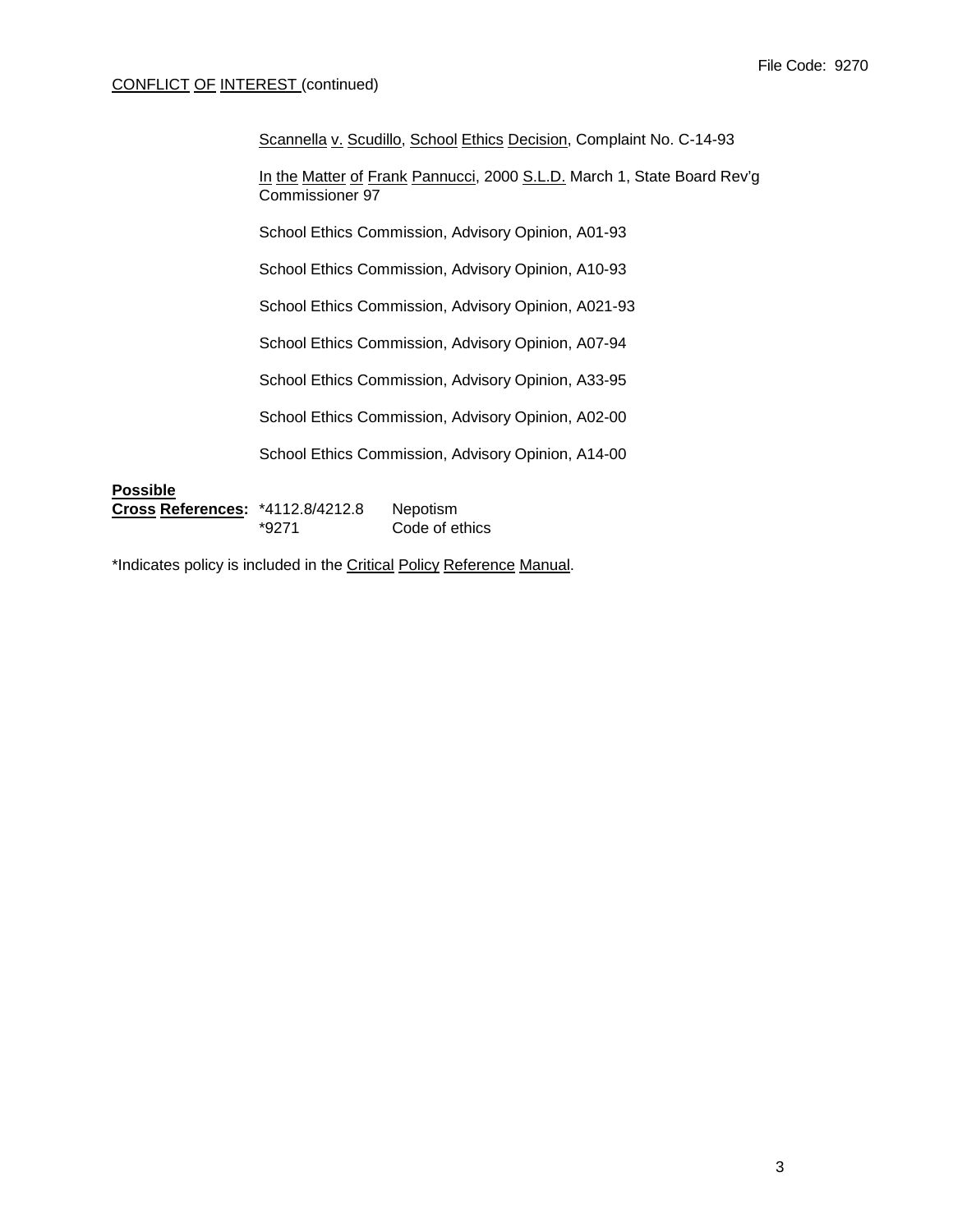Scannella v. Scudillo, School Ethics Decision, Complaint No. C-14-93

In the Matter of Frank Pannucci, 2000 S.L.D. March 1, State Board Rev'g Commissioner 97

School Ethics Commission, Advisory Opinion, A01-93

School Ethics Commission, Advisory Opinion, A10-93

School Ethics Commission, Advisory Opinion, A021-93

School Ethics Commission, Advisory Opinion, A07-94

School Ethics Commission, Advisory Opinion, A33-95

School Ethics Commission, Advisory Opinion, A02-00

School Ethics Commission, Advisory Opinion, A14-00

**Possible Cross References:**

| | | |
|---|---|---|
| | *4112.8/4212.8 | Nepotism |
| | *9271 | Code of ethics |

*Indicates policy is included in the Critical Policy Reference Manual.